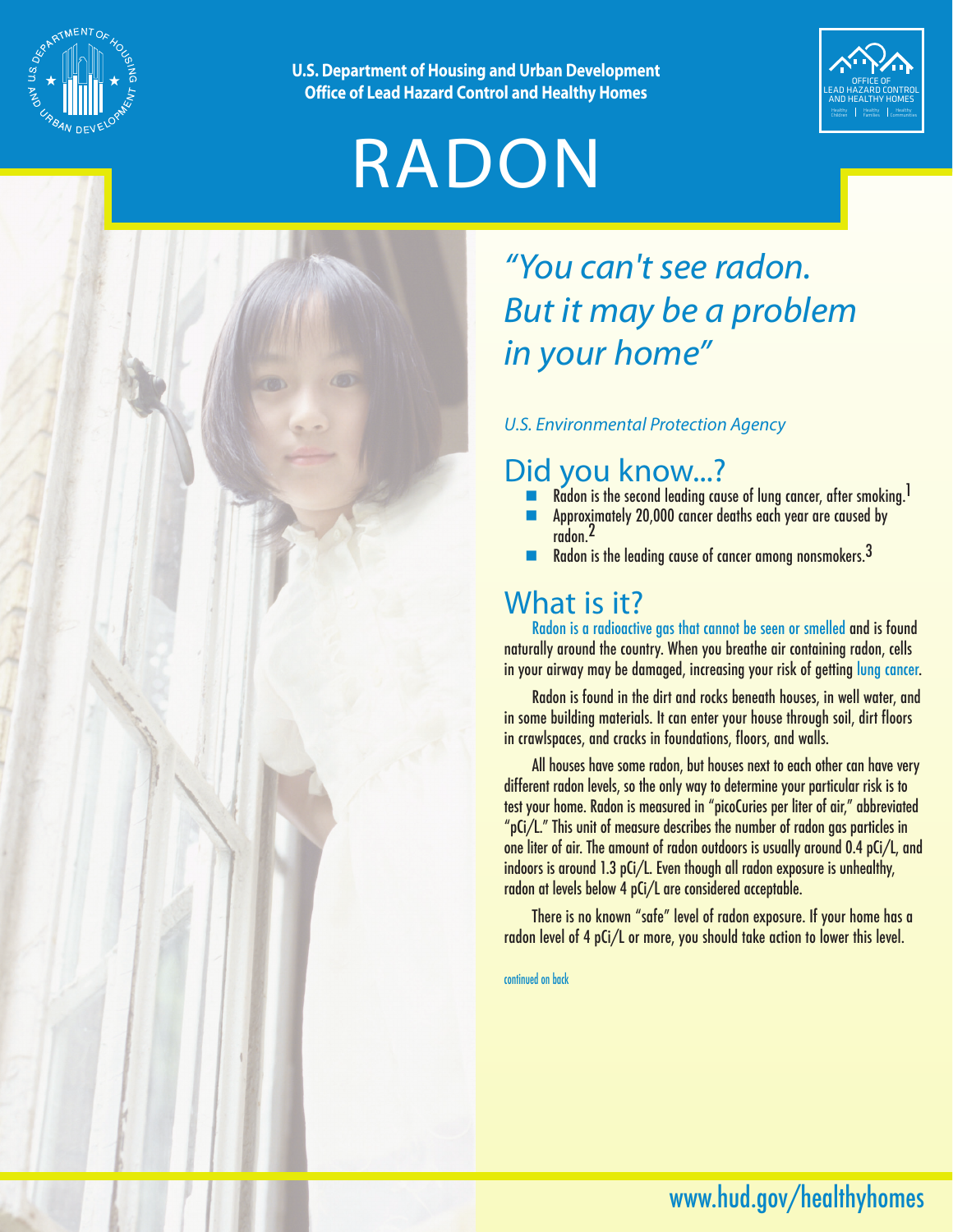U.S. Department of Housing and Urban Development
Office of Lead Hazard Control and Healthy Homes

# RADON

*"You can't see radon. But it may be a problem in your home"*

*U.S. Environmental Protection Agency*

## Did you know...?

- Radon is the second leading cause of lung cancer, after smoking.[1]
- Approximately 20,000 cancer deaths each year are caused by radon.[2]
- Radon is the leading cause of cancer among nonsmokers.[3]

## What is it?

Radon is a radioactive gas that cannot be seen or smelled and is found naturally around the country. When you breathe air containing radon, cells in your airway may be damaged, increasing your risk of getting lung cancer.

Radon is found in the dirt and rocks beneath houses, in well water, and in some building materials. It can enter your house through soil, dirt floors in crawlspaces, and cracks in foundations, floors, and walls.

All houses have some radon, but houses next to each other can have very different radon levels, so the only way to determine your particular risk is to test your home. Radon is measured in "picoCuries per liter of air," abbreviated "pCi/L." This unit of measure describes the number of radon gas particles in one liter of air. The amount of radon outdoors is usually around 0.4 pCi/L, and indoors is around 1.3 pCi/L. Even though all radon exposure is unhealthy, radon at levels below 4 pCi/L are considered acceptable.

There is no known "safe" level of radon exposure. If your home has a radon level of 4 pCi/L or more, you should take action to lower this level.

continued on back

www.hud.gov/healthyhomes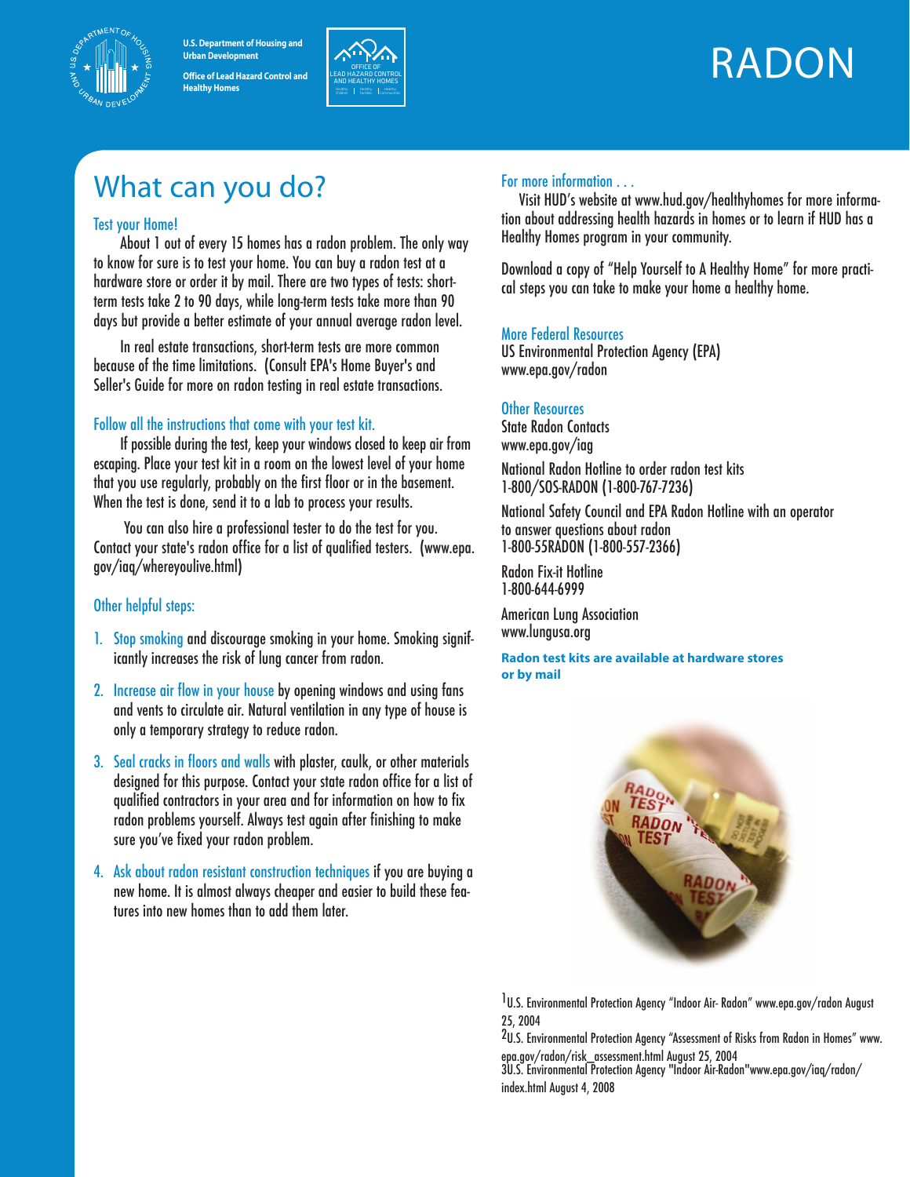U.S. Department of Housing and Urban Development

Office of Lead Hazard Control and Healthy Homes

# RADON

## What can you do?

### Test your Home!

About 1 out of every 15 homes has a radon problem. The only way to know for sure is to test your home. You can buy a radon test at a hardware store or order it by mail. There are two types of tests: short-term tests take 2 to 90 days, while long-term tests take more than 90 days but provide a better estimate of your annual average radon level.

In real estate transactions, short-term tests are more common because of the time limitations. (Consult EPA's Home Buyer's and Seller's Guide for more on radon testing in real estate transactions.

### Follow all the instructions that come with your test kit.

If possible during the test, keep your windows closed to keep air from escaping. Place your test kit in a room on the lowest level of your home that you use regularly, probably on the first floor or in the basement. When the test is done, send it to a lab to process your results.

You can also hire a professional tester to do the test for you. Contact your state's radon office for a list of qualified testers. (www.epa.gov/iaq/whereyoulive.html)

### Other helpful steps:

1. Stop smoking and discourage smoking in your home. Smoking significantly increases the risk of lung cancer from radon.
2. Increase air flow in your house by opening windows and using fans and vents to circulate air. Natural ventilation in any type of house is only a temporary strategy to reduce radon.
3. Seal cracks in floors and walls with plaster, caulk, or other materials designed for this purpose. Contact your state radon office for a list of qualified contractors in your area and for information on how to fix radon problems yourself. Always test again after finishing to make sure you've fixed your radon problem.
4. Ask about radon resistant construction techniques if you are buying a new home. It is almost always cheaper and easier to build these features into new homes than to add them later.

### For more information . . .

Visit HUD's website at www.hud.gov/healthyhomes for more information about addressing health hazards in homes or to learn if HUD has a Healthy Homes program in your community.

Download a copy of "Help Yourself to A Healthy Home" for more practical steps you can take to make your home a healthy home.

### More Federal Resources

US Environmental Protection Agency (EPA)
www.epa.gov/radon

### Other Resources

State Radon Contacts
www.epa.gov/iag

National Radon Hotline to order radon test kits
1-800/SOS-RADON (1-800-767-7236)

National Safety Council and EPA Radon Hotline with an operator to answer questions about radon
1-800-55RADON (1-800-557-2366)

Radon Fix-it Hotline
1-800-644-6999

American Lung Association
www.lungusa.org

**Radon test kits are available at hardware stores or by mail**

[1] U.S. Environmental Protection Agency "Indoor Air- Radon" www.epa.gov/radon August 25, 2004

[2] U.S. Environmental Protection Agency "Assessment of Risks from Radon in Homes" www.epa.gov/radon/risk_assessment.html August 25, 2004

[3] U.S. Environmental Protection Agency "Indoor Air-Radon"www.epa.gov/iaq/radon/index.html August 4, 2008